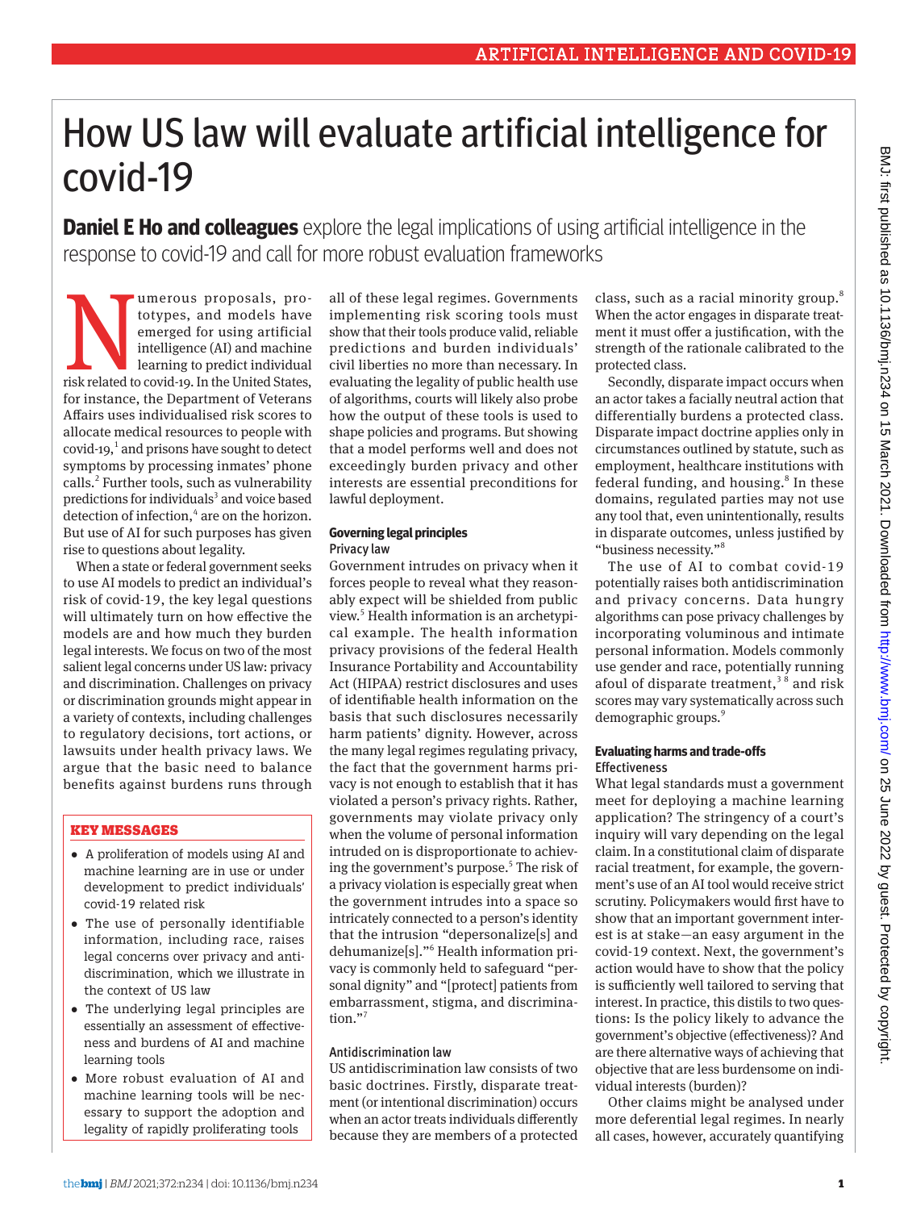# How US law will evaluate artificial intelligence for covid-19

**Daniel E Ho and colleagues** explore the legal implications of using artificial intelligence in the response to covid-19 and call for more robust evaluation frameworks

Numerous proposals, prototypes, and models have emerged for using artificial intelligence (AI) and machine learning to predict individual risk related to covid-19. In the United States, for instance, the Department of Veterans Affairs uses individualised risk scores to allocate medical resources to people with covid-19,[1] and prisons have sought to detect symptoms by processing inmates' phone calls.[2] Further tools, such as vulnerability predictions for individuals[3] and voice based detection of infection,[4] are on the horizon. But use of AI for such purposes has given rise to questions about legality.

When a state or federal government seeks to use AI models to predict an individual's risk of covid-19, the key legal questions will ultimately turn on how effective the models are and how much they burden legal interests. We focus on two of the most salient legal concerns under US law: privacy and discrimination. Challenges on privacy or discrimination grounds might appear in a variety of contexts, including challenges to regulatory decisions, tort actions, or lawsuits under health privacy laws. We argue that the basic need to balance benefits against burdens runs through all of these legal regimes. Governments implementing risk scoring tools must show that their tools produce valid, reliable predictions and burden individuals' civil liberties no more than necessary. In evaluating the legality of public health use of algorithms, courts will likely also probe how the output of these tools is used to shape policies and programs. But showing that a model performs well and does not exceedingly burden privacy and other interests are essential preconditions for lawful deployment.

## KEY MESSAGES

- A proliferation of models using AI and machine learning are in use or under development to predict individuals' covid-19 related risk
- The use of personally identifiable information, including race, raises legal concerns over privacy and antidiscrimination, which we illustrate in the context of US law
- The underlying legal principles are essentially an assessment of effectiveness and burdens of AI and machine learning tools
- More robust evaluation of AI and machine learning tools will be necessary to support the adoption and legality of rapidly proliferating tools

## Governing legal principles

### Privacy law

Government intrudes on privacy when it forces people to reveal what they reasonably expect will be shielded from public view.[5] Health information is an archetypical example. The health information privacy provisions of the federal Health Insurance Portability and Accountability Act (HIPAA) restrict disclosures and uses of identifiable health information on the basis that such disclosures necessarily harm patients' dignity. However, across the many legal regimes regulating privacy, the fact that the government harms privacy is not enough to establish that it has violated a person's privacy rights. Rather, governments may violate privacy only when the volume of personal information intruded on is disproportionate to achieving the government's purpose.[5] The risk of a privacy violation is especially great when the government intrudes into a space so intricately connected to a person's identity that the intrusion "depersonalize[s] and dehumanize[s]."[6] Health information privacy is commonly held to safeguard "personal dignity" and "[protect] patients from embarrassment, stigma, and discrimination."[7]

### Antidiscrimination law

US antidiscrimination law consists of two basic doctrines. Firstly, disparate treatment (or intentional discrimination) occurs when an actor treats individuals differently because they are members of a protected class, such as a racial minority group.[8] When the actor engages in disparate treatment it must offer a justification, with the strength of the rationale calibrated to the protected class.

Secondly, disparate impact occurs when an actor takes a facially neutral action that differentially burdens a protected class. Disparate impact doctrine applies only in circumstances outlined by statute, such as employment, healthcare institutions with federal funding, and housing.[8] In these domains, regulated parties may not use any tool that, even unintentionally, results in disparate outcomes, unless justified by "business necessity."[8]

The use of AI to combat covid-19 potentially raises both antidiscrimination and privacy concerns. Data hungry algorithms can pose privacy challenges by incorporating voluminous and intimate personal information. Models commonly use gender and race, potentially running afoul of disparate treatment,[3 8] and risk scores may vary systematically across such demographic groups.[9]

## Evaluating harms and trade-offs

### Effectiveness

What legal standards must a government meet for deploying a machine learning application? The stringency of a court's inquiry will vary depending on the legal claim. In a constitutional claim of disparate racial treatment, for example, the government's use of an AI tool would receive strict scrutiny. Policymakers would first have to show that an important government interest is at stake—an easy argument in the covid-19 context. Next, the government's action would have to show that the policy is sufficiently well tailored to serving that interest. In practice, this distils to two questions: Is the policy likely to advance the government's objective (effectiveness)? And are there alternative ways of achieving that objective that are less burdensome on individual interests (burden)?

Other claims might be analysed under more deferential legal regimes. In nearly all cases, however, accurately quantifying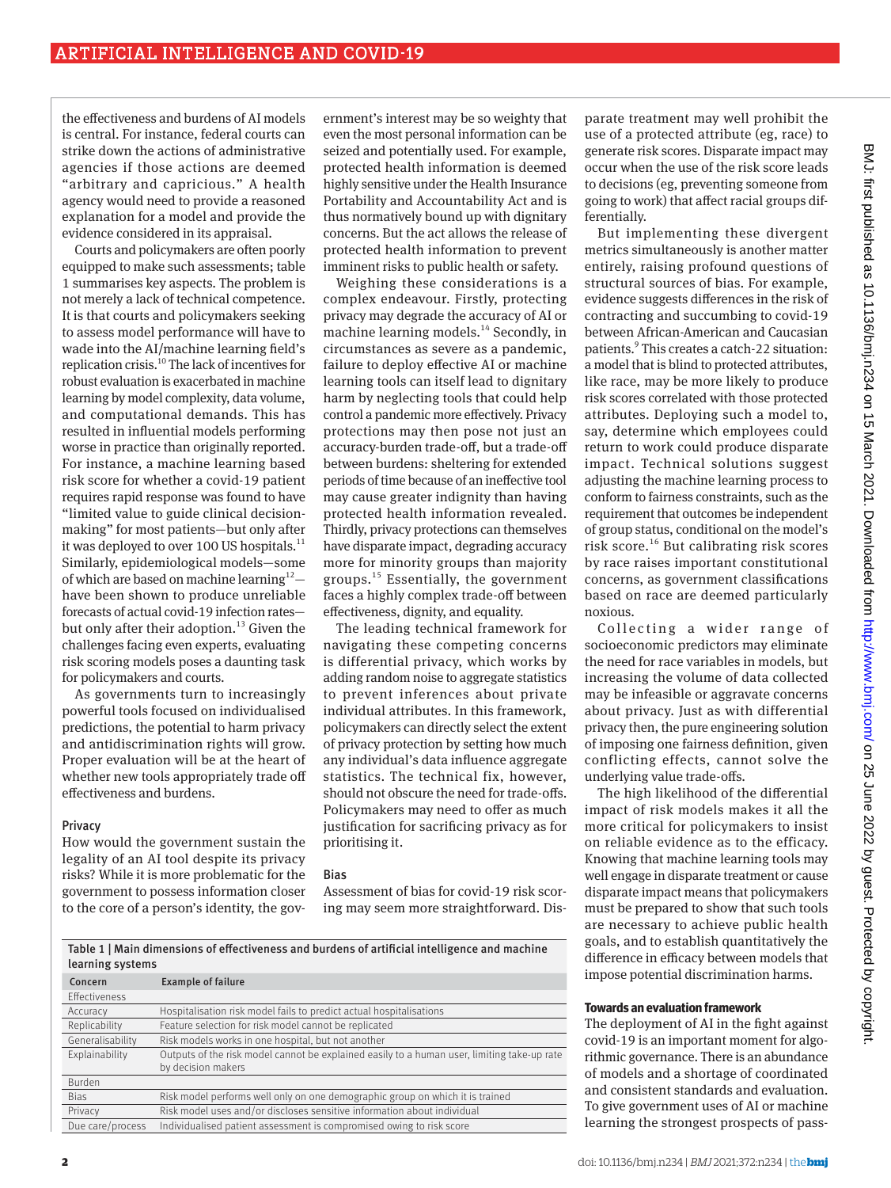the effectiveness and burdens of AI models is central. For instance, federal courts can strike down the actions of administrative agencies if those actions are deemed "arbitrary and capricious." A health agency would need to provide a reasoned explanation for a model and provide the evidence considered in its appraisal.

Courts and policymakers are often poorly equipped to make such assessments; table 1 summarises key aspects. The problem is not merely a lack of technical competence. It is that courts and policymakers seeking to assess model performance will have to wade into the AI/machine learning field's replication crisis.[10] The lack of incentives for robust evaluation is exacerbated in machine learning by model complexity, data volume, and computational demands. This has resulted in influential models performing worse in practice than originally reported. For instance, a machine learning based risk score for whether a covid-19 patient requires rapid response was found to have "limited value to guide clinical decision-making" for most patients—but only after it was deployed to over 100 US hospitals.[11] Similarly, epidemiological models—some of which are based on machine learning[12]—have been shown to produce unreliable forecasts of actual covid-19 infection rates—but only after their adoption.[13] Given the challenges facing even experts, evaluating risk scoring models poses a daunting task for policymakers and courts.

As governments turn to increasingly powerful tools focused on individualised predictions, the potential to harm privacy and antidiscrimination rights will grow. Proper evaluation will be at the heart of whether new tools appropriately trade off effectiveness and burdens.

### Privacy

How would the government sustain the legality of an AI tool despite its privacy risks? While it is more problematic for the government to possess information closer to the core of a person's identity, the government's interest may be so weighty that even the most personal information can be seized and potentially used. For example, protected health information is deemed highly sensitive under the Health Insurance Portability and Accountability Act and is thus normatively bound up with dignitary concerns. But the act allows the release of protected health information to prevent imminent risks to public health or safety.

Weighing these considerations is a complex endeavour. Firstly, protecting privacy may degrade the accuracy of AI or machine learning models.[14] Secondly, in circumstances as severe as a pandemic, failure to deploy effective AI or machine learning tools can itself lead to dignitary harm by neglecting tools that could help control a pandemic more effectively. Privacy protections may then pose not just an accuracy-burden trade-off, but a trade-off between burdens: sheltering for extended periods of time because of an ineffective tool may cause greater indignity than having protected health information revealed. Thirdly, privacy protections can themselves have disparate impact, degrading accuracy more for minority groups than majority groups.[15] Essentially, the government faces a highly complex trade-off between effectiveness, dignity, and equality.

The leading technical framework for navigating these competing concerns is differential privacy, which works by adding random noise to aggregate statistics to prevent inferences about private individual attributes. In this framework, policymakers can directly select the extent of privacy protection by setting how much any individual's data influence aggregate statistics. The technical fix, however, should not obscure the need for trade-offs. Policymakers may need to offer as much justification for sacrificing privacy as for prioritising it.

### Bias

Assessment of bias for covid-19 risk scoring may seem more straightforward. Disparate treatment may well prohibit the use of a protected attribute (eg, race) to generate risk scores. Disparate impact may occur when the use of the risk score leads to decisions (eg, preventing someone from going to work) that affect racial groups differentially.

But implementing these divergent metrics simultaneously is another matter entirely, raising profound questions of structural sources of bias. For example, evidence suggests differences in the risk of contracting and succumbing to covid-19 between African-American and Caucasian patients.[9] This creates a catch-22 situation: a model that is blind to protected attributes, like race, may be more likely to produce risk scores correlated with those protected attributes. Deploying such a model to, say, determine which employees could return to work could produce disparate impact. Technical solutions suggest adjusting the machine learning process to conform to fairness constraints, such as the requirement that outcomes be independent of group status, conditional on the model's risk score.[16] But calibrating risk scores by race raises important constitutional concerns, as government classifications based on race are deemed particularly noxious.

Collecting a wider range of socioeconomic predictors may eliminate the need for race variables in models, but increasing the volume of data collected may be infeasible or aggravate concerns about privacy. Just as with differential privacy then, the pure engineering solution of imposing one fairness definition, given conflicting effects, cannot solve the underlying value trade-offs.

The high likelihood of the differential impact of risk models makes it all the more critical for policymakers to insist on reliable evidence as to the efficacy. Knowing that machine learning tools may well engage in disparate treatment or cause disparate impact means that policymakers must be prepared to show that such tools are necessary to achieve public health goals, and to establish quantitatively the difference in efficacy between models that impose potential discrimination harms.

**Table 1 | Main dimensions of effectiveness and burdens of artificial intelligence and machine learning systems**

| Concern | Example of failure |
|---|---|
| Effectiveness | |
| Accuracy | Hospitalisation risk model fails to predict actual hospitalisations |
| Replicability | Feature selection for risk model cannot be replicated |
| Generalisability | Risk models works in one hospital, but not another |
| Explainability | Outputs of the risk model cannot be explained easily to a human user, limiting take-up rate by decision makers |
| Burden | |
| Bias | Risk model performs well only on one demographic group on which it is trained |
| Privacy | Risk model uses and/or discloses sensitive information about individual |
| Due care/process | Individualised patient assessment is compromised owing to risk score |

### Towards an evaluation framework

The deployment of AI in the fight against covid-19 is an important moment for algorithmic governance. There is an abundance of models and a shortage of coordinated and consistent standards and evaluation. To give government uses of AI or machine learning the strongest prospects of pass-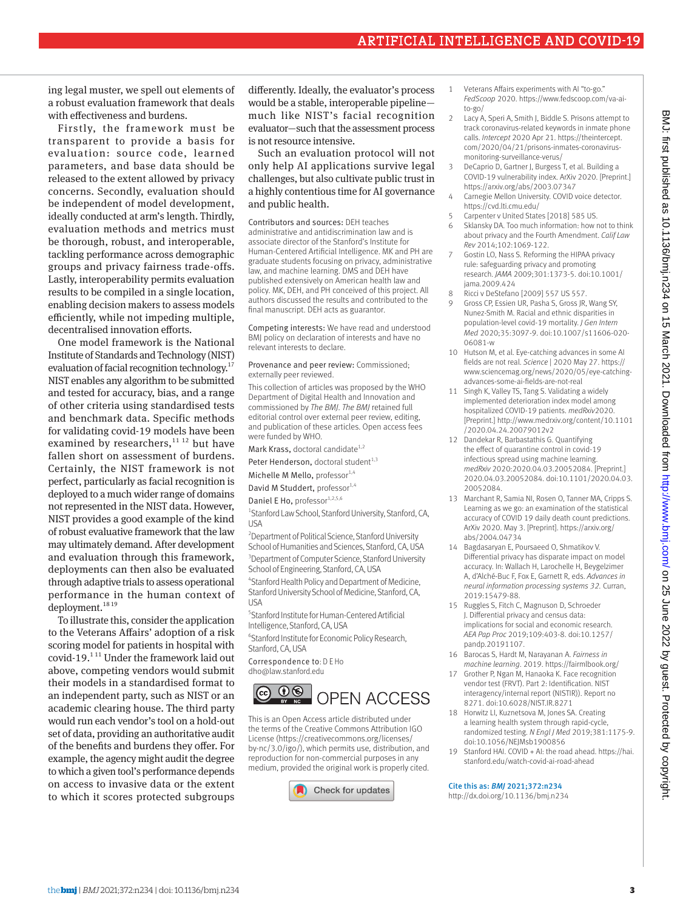ing legal muster, we spell out elements of a robust evaluation framework that deals with effectiveness and burdens.

Firstly, the framework must be transparent to provide a basis for evaluation: source code, learned parameters, and base data should be released to the extent allowed by privacy concerns. Secondly, evaluation should be independent of model development, ideally conducted at arm's length. Thirdly, evaluation methods and metrics must be thorough, robust, and interoperable, tackling performance across demographic groups and privacy fairness trade-offs. Lastly, interoperability permits evaluation results to be compiled in a single location, enabling decision makers to assess models efficiently, while not impeding multiple, decentralised innovation efforts.

One model framework is the National Institute of Standards and Technology (NIST) evaluation of facial recognition technology.[17] NIST enables any algorithm to be submitted and tested for accuracy, bias, and a range of other criteria using standardised tests and benchmark data. Specific methods for validating covid-19 models have been examined by researchers,[11 12] but have fallen short on assessment of burdens. Certainly, the NIST framework is not perfect, particularly as facial recognition is deployed to a much wider range of domains not represented in the NIST data. However, NIST provides a good example of the kind of robust evaluative framework that the law may ultimately demand. After development and evaluation through this framework, deployments can then also be evaluated through adaptive trials to assess operational performance in the human context of deployment.[18 19]

To illustrate this, consider the application to the Veterans Affairs' adoption of a risk scoring model for patients in hospital with covid-19.[1 11] Under the framework laid out above, competing vendors would submit their models in a standardised format to an independent party, such as NIST or an academic clearing house. The third party would run each vendor's tool on a hold-out set of data, providing an authoritative audit of the benefits and burdens they offer. For example, the agency might audit the degree to which a given tool's performance depends on access to invasive data or the extent to which it scores protected subgroups differently. Ideally, the evaluator's process would be a stable, interoperable pipeline—much like NIST's facial recognition evaluator—such that the assessment process is not resource intensive.

Such an evaluation protocol will not only help AI applications survive legal challenges, but also cultivate public trust in a highly contentious time for AI governance and public health.

**Contributors and sources:** DEH teaches administrative and antidiscrimination law and is associate director of the Stanford's Institute for Human-Centered Artificial Intelligence. MK and PH are graduate students focusing on privacy, administrative law, and machine learning. DMS and DEH have published extensively on American health law and policy. MK, DEH, and PH conceived of this project. All authors discussed the results and contributed to the final manuscript. DEH acts as guarantor.

**Competing interests:** We have read and understood BMJ policy on declaration of interests and have no relevant interests to declare.

**Provenance and peer review:** Commissioned; externally peer reviewed.

This collection of articles was proposed by the WHO Department of Digital Health and Innovation and commissioned by *The BMJ*. *The BMJ* retained full editorial control over external peer review, editing, and publication of these articles. Open access fees were funded by WHO.

Mark Krass, doctoral candidate[1,2]

Peter Henderson, doctoral student[1,3]

Michelle M Mello, professor[1,4]

David M Studdert, professor[1,4]

Daniel E Ho, professor[1,2,5,6]

[1]Stanford Law School, Stanford University, Stanford, CA, USA

[2]Department of Political Science, Stanford University School of Humanities and Sciences, Stanford, CA, USA

[3]Department of Computer Science, Stanford University School of Engineering, Stanford, CA, USA

[4]Stanford Health Policy and Department of Medicine, Stanford University School of Medicine, Stanford, CA, USA

[5]Stanford Institute for Human-Centered Artificial Intelligence, Stanford, CA, USA

[6]Stanford Institute for Economic Policy Research, Stanford, CA, USA

Correspondence to: D E Ho dho@law.stanford.edu

OPEN ACCESS

This is an Open Access article distributed under the terms of the Creative Commons Attribution IGO License (https://creativecommons.org/licenses/by-nc/3.0/igo/), which permits use, distribution, and reproduction for non-commercial purposes in any medium, provided the original work is properly cited.

1. Veterans Affairs experiments with AI "to-go." *FedScoop* 2020. https://www.fedscoop.com/va-ai-to-go/
2. Lacy A, Speri A, Smith J, Biddle S. Prisons attempt to track coronavirus-related keywords in inmate phone calls. *Intercept* 2020 Apr 21. https://theintercept.com/2020/04/21/prisons-inmates-coronavirus-monitoring-surveillance-verus/
3. DeCaprio D, Gartner J, Burgess T, et al. Building a COVID-19 vulnerability index. ArXiv 2020. [Preprint.] https://arxiv.org/abs/2003.07347
4. Carnegie Mellon University. COVID voice detector. https://cvd.lti.cmu.edu/
5. Carpenter v United States [2018] 585 US.
6. Sklansky DA. Too much information: how not to think about privacy and the Fourth Amendment. *Calif Law Rev* 2014;102:1069-122.
7. Gostin LO, Nass S. Reforming the HIPAA privacy rule: safeguarding privacy and promoting research. *JAMA* 2009;301:1373-5. doi:10.1001/jama.2009.424
8. Ricci v DeStefano [2009] 557 US 557.
9. Gross CP, Essien UR, Pasha S, Gross JR, Wang SY, Nunez-Smith M. Racial and ethnic disparities in population-level covid-19 mortality. *J Gen Intern Med* 2020;35:3097-9. doi:10.1007/s11606-020-06081-w
10. Hutson M, et al. Eye-catching advances in some AI fields are not real. *Science* | 2020 May 27. https://www.sciencemag.org/news/2020/05/eye-catching-advances-some-ai-fields-are-not-real
11. Singh K, Valley TS, Tang S. Validating a widely implemented deterioration index model among hospitalized COVID-19 patients. *medRxiv*2020. [Preprint.] http://www.medrxiv.org/content/10.1101/2020.04.24.20079012v2
12. Dandekar R, Barbastathis G. Quantifying the effect of quarantine control in covid-19 infectious spread using machine learning. *medRxiv* 2020:2020.04.03.20052084. [Preprint.] 2020.04.03.20052084. doi:10.1101/2020.04.03.20052084.
13. Marchant R, Samia NI, Rosen O, Tanner MA, Cripps S. Learning as we go: an examination of the statistical accuracy of COVID 19 daily death count predictions. ArXiv 2020. May 3. [Preprint]. https://arxiv.org/abs/2004.04734
14. Bagdasaryan E, Poursaeed O, Shmatikov V. Differential privacy has disparate impact on model accuracy. In: Wallach H, Larochelle H, Beygelzimer A, d'Alché-Buc F, Fox E, Garnett R, eds. *Advances in neural information processing systems 32.* Curran, 2019:15479-88.
15. Ruggles S, Fitch C, Magnuson D, Schroeder J. Differential privacy and census data: implications for social and economic research. *AEA Pap Proc* 2019;109:403-8. doi:10.1257/pandp.20191107.
16. Barocas S, Hardt M, Narayanan A. *Fairness in machine learning.* 2019. https://fairmlbook.org/
17. Grother P, Ngan M, Hanaoka K. Face recognition vendor test (FRVT). Part 2: Identification. NIST interagency/internal report (NISTIR)). Report no 8271. doi:10.6028/NIST.IR.8271
18. Horwitz LI, Kuznetsova M, Jones SA. Creating a learning health system through rapid-cycle, randomized testing. *N Engl J Med* 2019;381:1175-9. doi:10.1056/NEJMsb1900856
19. Stanford HAI. COVID + AI: the road ahead. https://hai.stanford.edu/watch-covid-ai-road-ahead

Cite this as: *BMJ* 2021;372:n234
http://dx.doi.org/10.1136/bmj.n234